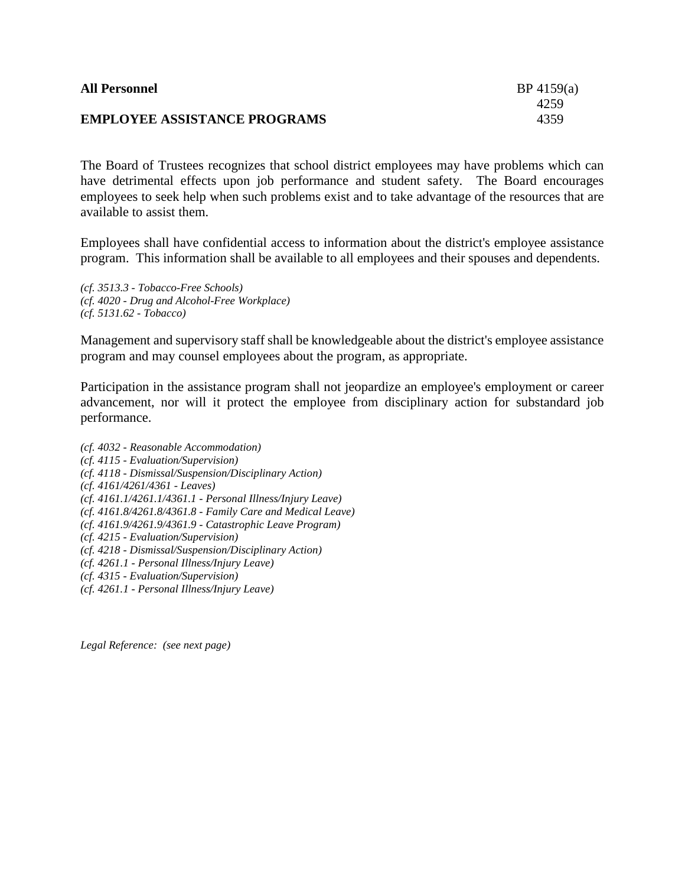**All Personnel** BP 4159(a)
4259
**EMPLOYEE ASSISTANCE PROGRAMS** 4359

The Board of Trustees recognizes that school district employees may have problems which can have detrimental effects upon job performance and student safety. The Board encourages employees to seek help when such problems exist and to take advantage of the resources that are available to assist them.

Employees shall have confidential access to information about the district's employee assistance program. This information shall be available to all employees and their spouses and dependents.

*(cf. 3513.3 - Tobacco-Free Schools)*
*(cf. 4020 - Drug and Alcohol-Free Workplace)*
*(cf. 5131.62 - Tobacco)*

Management and supervisory staff shall be knowledgeable about the district's employee assistance program and may counsel employees about the program, as appropriate.

Participation in the assistance program shall not jeopardize an employee's employment or career advancement, nor will it protect the employee from disciplinary action for substandard job performance.

*(cf. 4032 - Reasonable Accommodation)*
*(cf. 4115 - Evaluation/Supervision)*
*(cf. 4118 - Dismissal/Suspension/Disciplinary Action)*
*(cf. 4161/4261/4361 - Leaves)*
*(cf. 4161.1/4261.1/4361.1 - Personal Illness/Injury Leave)*
*(cf. 4161.8/4261.8/4361.8 - Family Care and Medical Leave)*
*(cf. 4161.9/4261.9/4361.9 - Catastrophic Leave Program)*
*(cf. 4215 - Evaluation/Supervision)*
*(cf. 4218 - Dismissal/Suspension/Disciplinary Action)*
*(cf. 4261.1 - Personal Illness/Injury Leave)*
*(cf. 4315 - Evaluation/Supervision)*
*(cf. 4261.1 - Personal Illness/Injury Leave)*

*Legal Reference: (see next page)*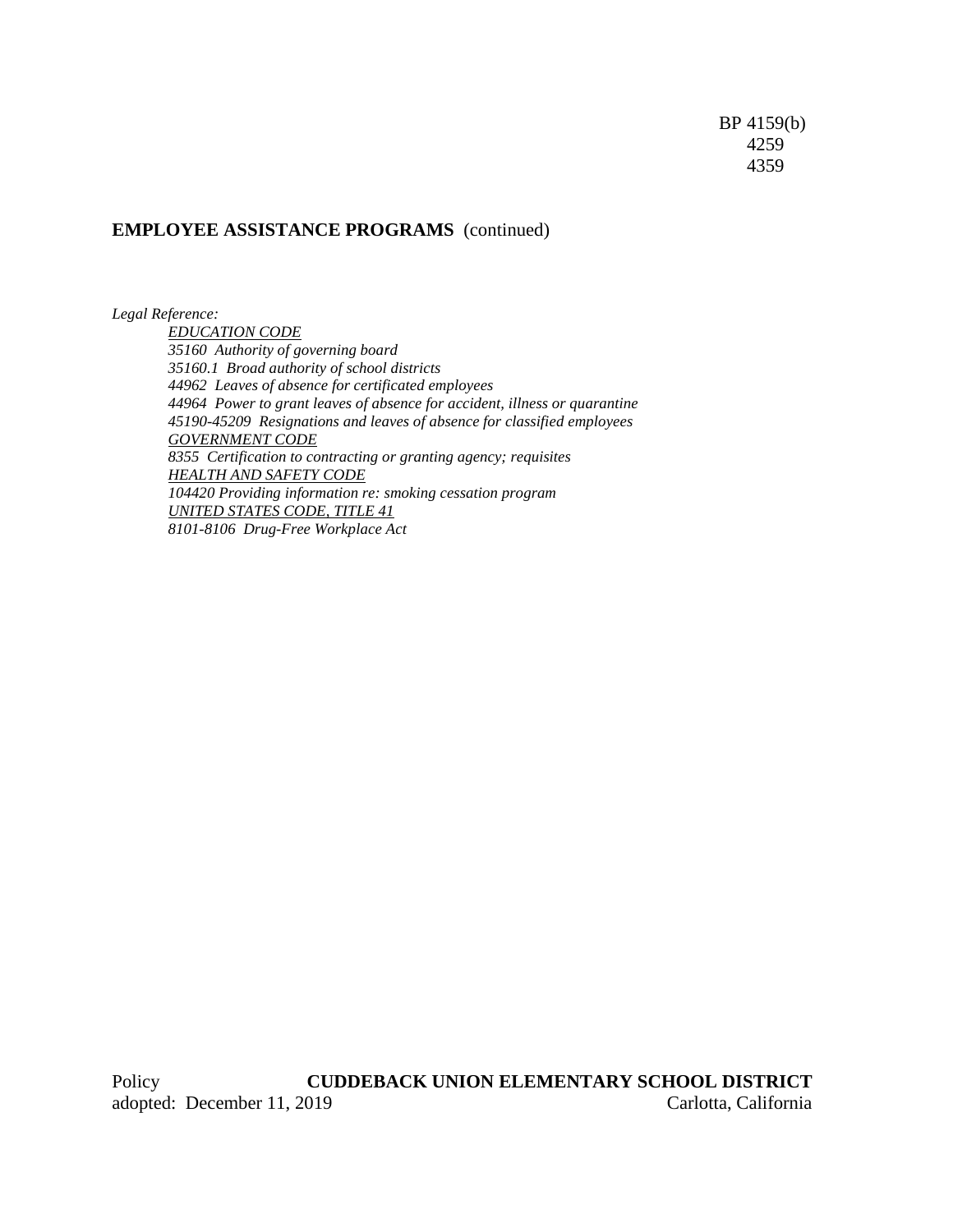BP 4159(b)
4259
4359

**EMPLOYEE ASSISTANCE PROGRAMS** (continued)

*Legal Reference:*

*EDUCATION CODE*
*35160 Authority of governing board*
*35160.1 Broad authority of school districts*
*44962 Leaves of absence for certificated employees*
*44964 Power to grant leaves of absence for accident, illness or quarantine*
*45190-45209 Resignations and leaves of absence for classified employees*
*GOVERNMENT CODE*
*8355 Certification to contracting or granting agency; requisites*
*HEALTH AND SAFETY CODE*
*104420 Providing information re: smoking cessation program*
*UNITED STATES CODE, TITLE 41*
*8101-8106 Drug-Free Workplace Act*

Policy **CUDDEBACK UNION ELEMENTARY SCHOOL DISTRICT**
adopted: December 11, 2019 Carlotta, California